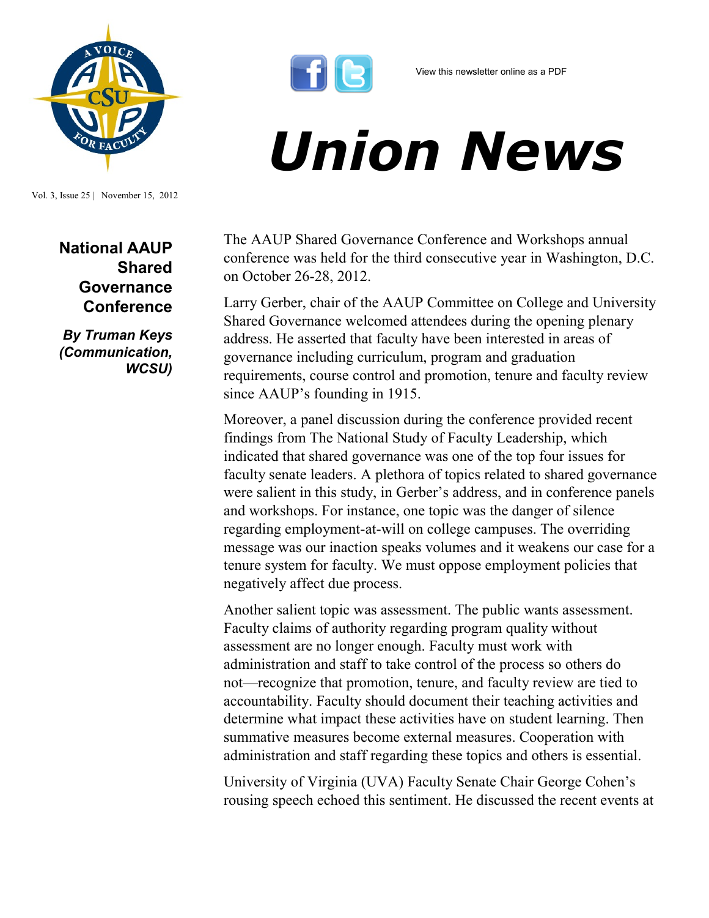View this newsletter online as a PDF

# Union News

Vol. 3, Issue 25 | November 15, 2012

## National AAUP Shared Governance Conference

***By Truman Keys (Communication, WCSU)***

The AAUP Shared Governance Conference and Workshops annual conference was held for the third consecutive year in Washington, D.C. on October 26-28, 2012.

Larry Gerber, chair of the AAUP Committee on College and University Shared Governance welcomed attendees during the opening plenary address. He asserted that faculty have been interested in areas of governance including curriculum, program and graduation requirements, course control and promotion, tenure and faculty review since AAUP's founding in 1915.

Moreover, a panel discussion during the conference provided recent findings from The National Study of Faculty Leadership, which indicated that shared governance was one of the top four issues for faculty senate leaders. A plethora of topics related to shared governance were salient in this study, in Gerber's address, and in conference panels and workshops. For instance, one topic was the danger of silence regarding employment-at-will on college campuses. The overriding message was our inaction speaks volumes and it weakens our case for a tenure system for faculty. We must oppose employment policies that negatively affect due process.

Another salient topic was assessment. The public wants assessment. Faculty claims of authority regarding program quality without assessment are no longer enough. Faculty must work with administration and staff to take control of the process so others do not—recognize that promotion, tenure, and faculty review are tied to accountability. Faculty should document their teaching activities and determine what impact these activities have on student learning. Then summative measures become external measures. Cooperation with administration and staff regarding these topics and others is essential.

University of Virginia (UVA) Faculty Senate Chair George Cohen's rousing speech echoed this sentiment. He discussed the recent events at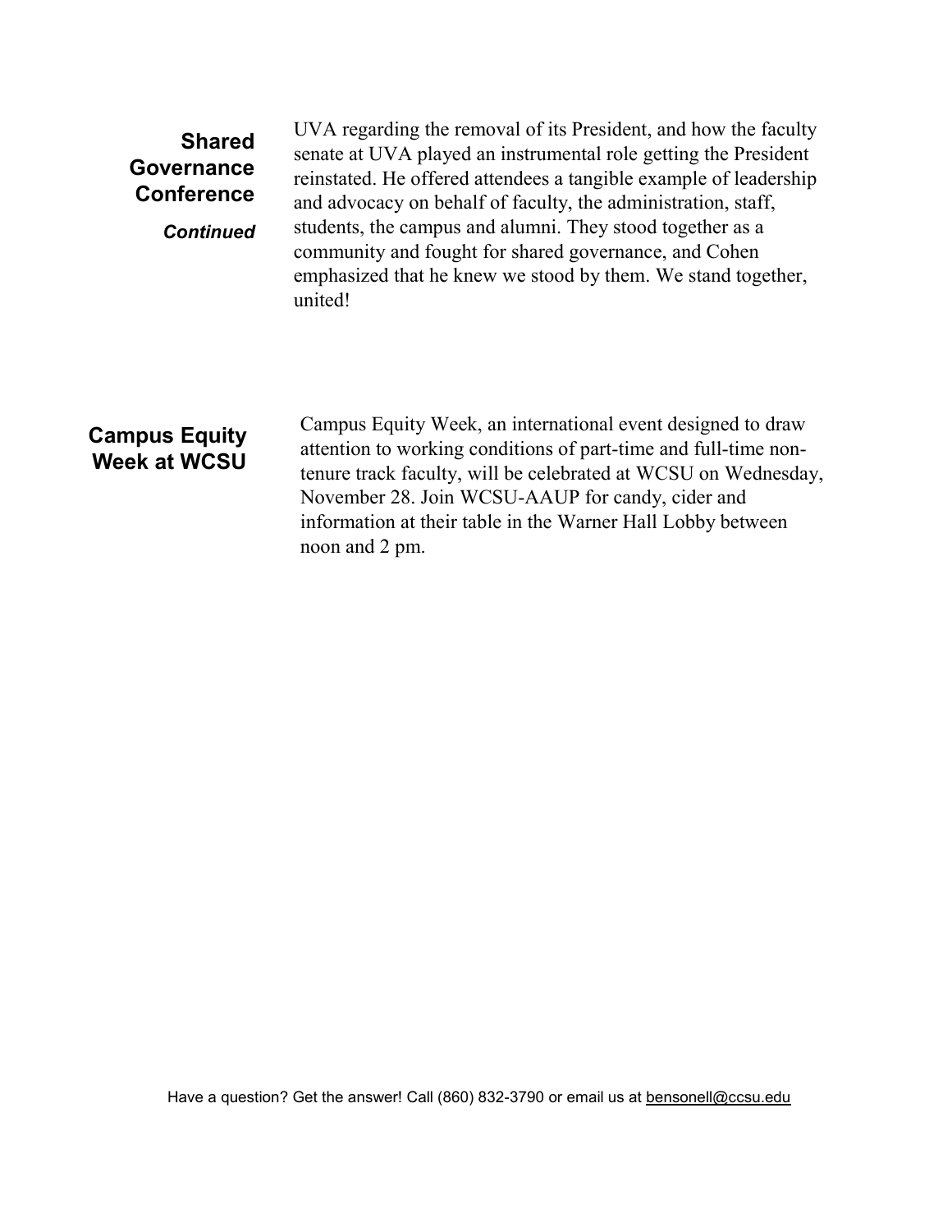## Shared Governance Conference

*Continued*

UVA regarding the removal of its President, and how the faculty senate at UVA played an instrumental role getting the President reinstated. He offered attendees a tangible example of leadership and advocacy on behalf of faculty, the administration, staff, students, the campus and alumni. They stood together as a community and fought for shared governance, and Cohen emphasized that he knew we stood by them. We stand together, united!

## Campus Equity Week at WCSU

Campus Equity Week, an international event designed to draw attention to working conditions of part-time and full-time non-tenure track faculty, will be celebrated at WCSU on Wednesday, November 28. Join WCSU-AAUP for candy, cider and information at their table in the Warner Hall Lobby between noon and 2 pm.

Have a question? Get the answer! Call (860) 832-3790 or email us at bensonell@ccsu.edu